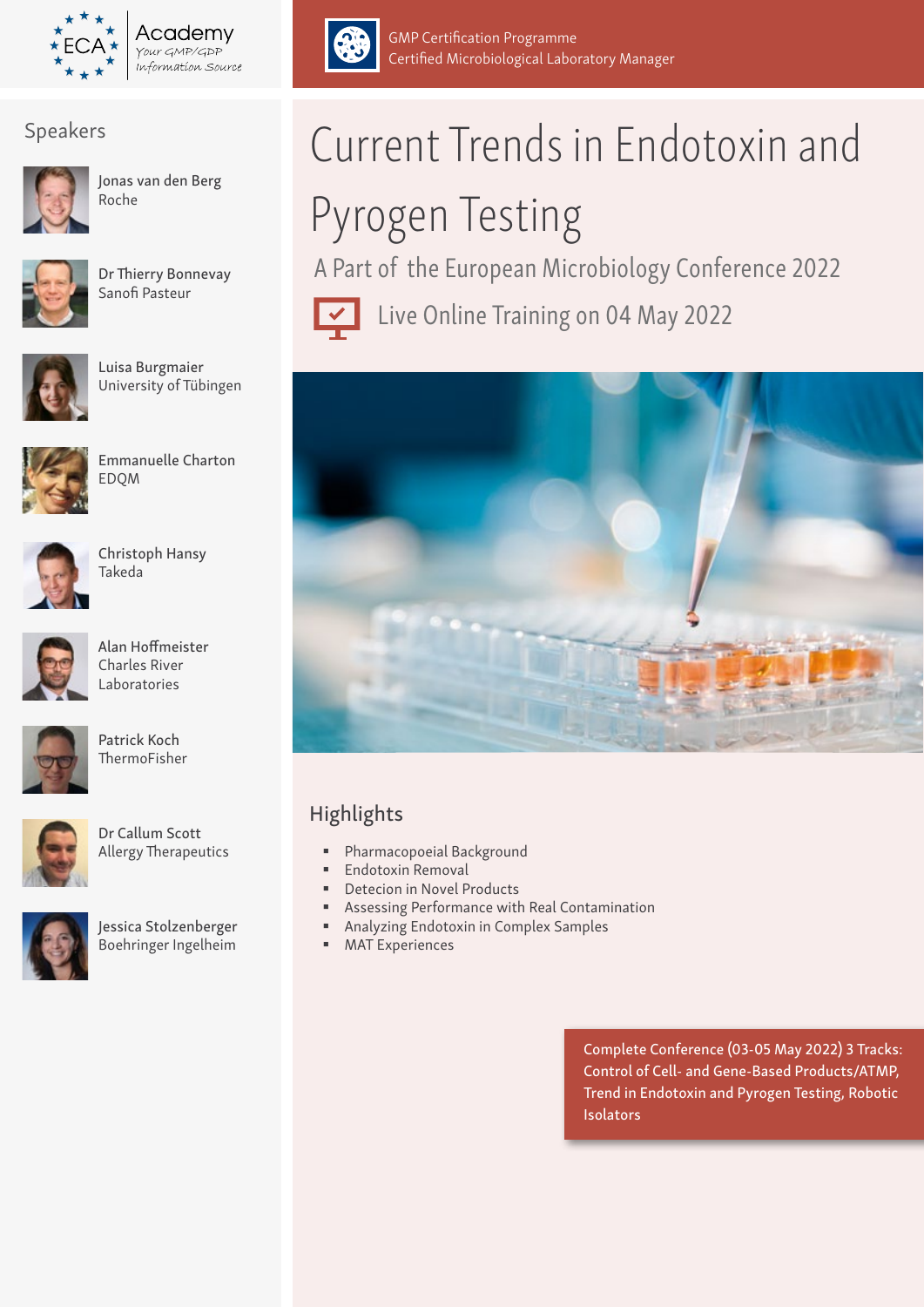ECA Academy
Your GMP/GDP Information Source

GMP Certification Programme
Certified Microbiological Laboratory Manager

# Current Trends in Endotoxin and Pyrogen Testing

## A Part of the European Microbiology Conference 2022

Live Online Training on 04 May 2022

## Speakers

Jonas van den Berg
Roche

Dr Thierry Bonnevay
Sanofi Pasteur

Luisa Burgmaier
University of Tübingen

Emmanuelle Charton
EDQM

Christoph Hansy
Takeda

Alan Hoffmeister
Charles River Laboratories

Patrick Koch
ThermoFisher

Dr Callum Scott
Allergy Therapeutics

Jessica Stolzenberger
Boehringer Ingelheim

## Highlights

- Pharmacopoeial Background
- Endotoxin Removal
- Detecion in Novel Products
- Assessing Performance with Real Contamination
- Analyzing Endotoxin in Complex Samples
- MAT Experiences

Complete Conference (03-05 May 2022) 3 Tracks: Control of Cell- and Gene-Based Products/ATMP, Trend in Endotoxin and Pyrogen Testing, Robotic Isolators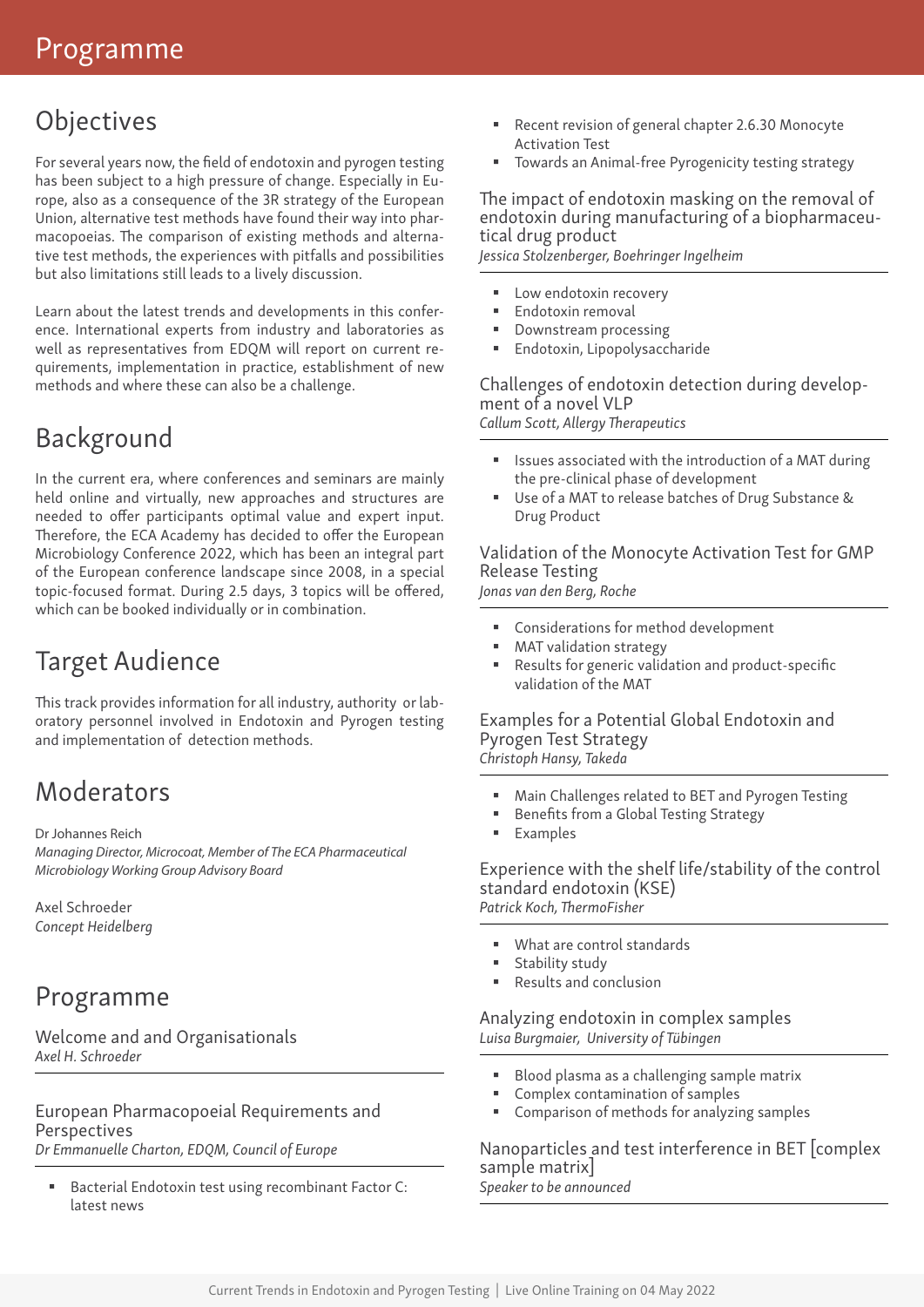# Programme

## Objectives

For several years now, the field of endotoxin and pyrogen testing has been subject to a high pressure of change. Especially in Europe, also as a consequence of the 3R strategy of the European Union, alternative test methods have found their way into pharmacopoeias. The comparison of existing methods and alternative test methods, the experiences with pitfalls and possibilities but also limitations still leads to a lively discussion.

Learn about the latest trends and developments in this conference. International experts from industry and laboratories as well as representatives from EDQM will report on current requirements, implementation in practice, establishment of new methods and where these can also be a challenge.

## Background

In the current era, where conferences and seminars are mainly held online and virtually, new approaches and structures are needed to offer participants optimal value and expert input. Therefore, the ECA Academy has decided to offer the European Microbiology Conference 2022, which has been an integral part of the European conference landscape since 2008, in a special topic-focused format. During 2.5 days, 3 topics will be offered, which can be booked individually or in combination.

## Target Audience

This track provides information for all industry, authority or laboratory personnel involved in Endotoxin and Pyrogen testing and implementation of detection methods.

## Moderators

Dr Johannes Reich
*Managing Director, Microcoat, Member of The ECA Pharmaceutical Microbiology Working Group Advisory Board*

Axel Schroeder
*Concept Heidelberg*

## Programme

### Welcome and and Organisationals
*Axel H. Schroeder*

### European Pharmacopoeial Requirements and Perspectives
*Dr Emmanuelle Charton, EDQM, Council of Europe*

- Bacterial Endotoxin test using recombinant Factor C: latest news
- Recent revision of general chapter 2.6.30 Monocyte Activation Test
- Towards an Animal-free Pyrogenicity testing strategy

### The impact of endotoxin masking on the removal of endotoxin during manufacturing of a biopharmaceutical drug product
*Jessica Stolzenberger, Boehringer Ingelheim*

- Low endotoxin recovery
- Endotoxin removal
- Downstream processing
- Endotoxin, Lipopolysaccharide

### Challenges of endotoxin detection during development of a novel VLP
*Callum Scott, Allergy Therapeutics*

- Issues associated with the introduction of a MAT during the pre-clinical phase of development
- Use of a MAT to release batches of Drug Substance & Drug Product

### Validation of the Monocyte Activation Test for GMP Release Testing
*Jonas van den Berg, Roche*

- Considerations for method development
- MAT validation strategy
- Results for generic validation and product-specific validation of the MAT

### Examples for a Potential Global Endotoxin and Pyrogen Test Strategy
*Christoph Hansy, Takeda*

- Main Challenges related to BET and Pyrogen Testing
- Benefits from a Global Testing Strategy
- Examples

### Experience with the shelf life/stability of the control standard endotoxin (KSE)
*Patrick Koch, ThermoFisher*

- What are control standards
- Stability study
- Results and conclusion

### Analyzing endotoxin in complex samples
*Luisa Burgmaier, University of Tübingen*

- Blood plasma as a challenging sample matrix
- Complex contamination of samples
- Comparison of methods for analyzing samples

### Nanoparticles and test interference in BET [complex sample matrix]
*Speaker to be announced*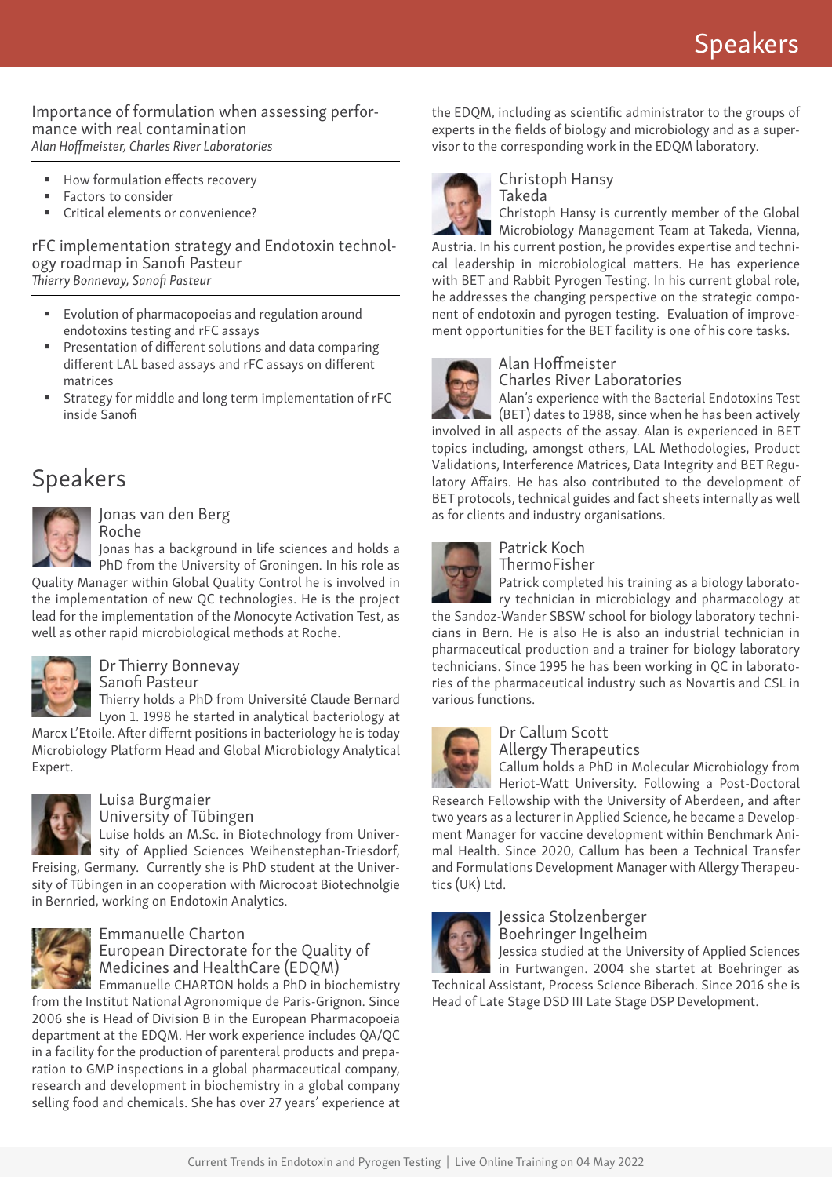# Speakers

### Importance of formulation when assessing performance with real contamination

*Alan Hoffmeister, Charles River Laboratories*

- How formulation effects recovery
- Factors to consider
- Critical elements or convenience?

### rFC implementation strategy and Endotoxin technology roadmap in Sanofi Pasteur

*Thierry Bonnevay, Sanofi Pasteur*

- Evolution of pharmacopoeias and regulation around endotoxins testing and rFC assays
- Presentation of different solutions and data comparing different LAL based assays and rFC assays on different matrices
- Strategy for middle and long term implementation of rFC inside Sanofi

## Speakers

### Jonas van den Berg
Roche

Jonas has a background in life sciences and holds a PhD from the University of Groningen. In his role as Quality Manager within Global Quality Control he is involved in the implementation of new QC technologies. He is the project lead for the implementation of the Monocyte Activation Test, as well as other rapid microbiological methods at Roche.

### Dr Thierry Bonnevay
Sanofi Pasteur

Thierry holds a PhD from Université Claude Bernard Lyon 1. 1998 he started in analytical bacteriology at Marcx L'Etoile. After differnt positions in bacteriology he is today Microbiology Platform Head and Global Microbiology Analytical Expert.

### Luisa Burgmaier
University of Tübingen

Luise holds an M.Sc. in Biotechnology from University of Applied Sciences Weihenstephan-Triesdorf, Freising, Germany. Currently she is PhD student at the University of Tübingen in an cooperation with Microcoat Biotechnolgie in Bernried, working on Endotoxin Analytics.

### Emmanuelle Charton
European Directorate for the Quality of Medicines and HealthCare (EDQM)

Emmanuelle CHARTON holds a PhD in biochemistry from the Institut National Agronomique de Paris-Grignon. Since 2006 she is Head of Division B in the European Pharmacopoeia department at the EDQM. Her work experience includes QA/QC in a facility for the production of parenteral products and preparation to GMP inspections in a global pharmaceutical company, research and development in biochemistry in a global company selling food and chemicals. She has over 27 years' experience at the EDQM, including as scientific administrator to the groups of experts in the fields of biology and microbiology and as a supervisor to the corresponding work in the EDQM laboratory.

### Christoph Hansy
Takeda

Christoph Hansy is currently member of the Global Microbiology Management Team at Takeda, Vienna, Austria. In his current postion, he provides expertise and technical leadership in microbiological matters. He has experience with BET and Rabbit Pyrogen Testing. In his current global role, he addresses the changing perspective on the strategic component of endotoxin and pyrogen testing. Evaluation of improvement opportunities for the BET facility is one of his core tasks.

### Alan Hoffmeister
Charles River Laboratories

Alan's experience with the Bacterial Endotoxins Test (BET) dates to 1988, since when he has been actively involved in all aspects of the assay. Alan is experienced in BET topics including, amongst others, LAL Methodologies, Product Validations, Interference Matrices, Data Integrity and BET Regulatory Affairs. He has also contributed to the development of BET protocols, technical guides and fact sheets internally as well as for clients and industry organisations.

### Patrick Koch
ThermoFisher

Patrick completed his training as a biology laboratory technician in microbiology and pharmacology at the Sandoz-Wander SBSW school for biology laboratory technicians in Bern. He is also He is also an industrial technician in pharmaceutical production and a trainer for biology laboratory technicians. Since 1995 he has been working in QC in laboratories of the pharmaceutical industry such as Novartis and CSL in various functions.

### Dr Callum Scott
Allergy Therapeutics

Callum holds a PhD in Molecular Microbiology from Heriot-Watt University. Following a Post-Doctoral Research Fellowship with the University of Aberdeen, and after two years as a lecturer in Applied Science, he became a Development Manager for vaccine development within Benchmark Animal Health. Since 2020, Callum has been a Technical Transfer and Formulations Development Manager with Allergy Therapeutics (UK) Ltd.

### Jessica Stolzenberger
Boehringer Ingelheim

Jessica studied at the University of Applied Sciences in Furtwangen. 2004 she startet at Boehringer as Technical Assistant, Process Science Biberach. Since 2016 she is Head of Late Stage DSD III Late Stage DSP Development.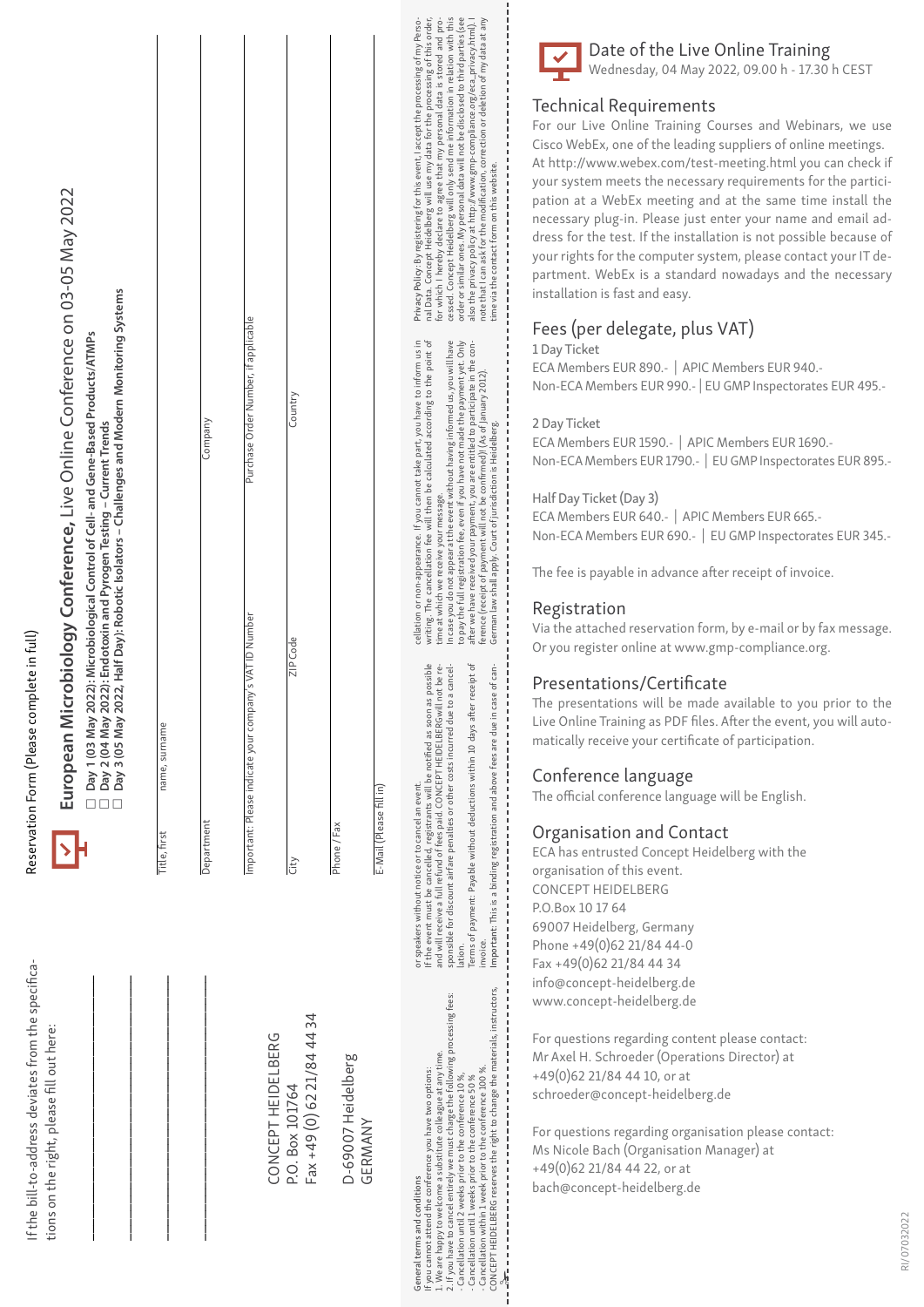If the bill-to-address deviates from the specifications on the right, please fill out here:

CONCEPT HEIDELBERG
P.O. Box 101764
Fax +49 (0) 62 21/84 44 34

D-69007 Heidelberg
GERMANY

Reservation Form (Please complete in full)

# European Microbiology Conference, Live Online Conference on 03-05 May 2022

☐ Day 1 (03 May 2022): Microbiological Control of Cell- and Gene-Based Products/ATMPs
☐ Day 2 (04 May 2022): Endotoxin and Pyrogen Testing – Current Trends
☐ Day 3 (05 May 2022, Half Day): Robotic Isolators – Challenges and Modern Monitoring Systems

Title, first name, surname

Department

Company

Important: Please indicate your company's VAT ID Number

Purchase Order Number, if applicable

City

ZIP Code

Country

Phone / Fax

E-Mail (Please fill in)

General terms and conditions
If you cannot attend the conference you have two options:
1. We are happy to welcome a substitute colleague at any time.
2. If you have to cancel entirely we must charge the following processing fees:
- Cancellation until 2 weeks prior to the conference 10 %,
- Cancellation until 1 weeks prior to the conference 50 %
- Cancellation within 1 week prior to the conference 100 %.
CONCEPT HEIDELBERG reserves the right to change the materials, instructors, or speakers without notice or to cancel an event.
If the event must be cancelled, registrants will be notified as soon as possible and will receive a full refund of fees paid. CONCEPT HEIDELBERG will not be responsible for discount airfare penalties or other costs incurred due to a cancellation.
Terms of payment: Payable without deductions within 10 days after receipt of invoice.
Important: This is a binding registration and above fees are due in case of cancellation or non-appearance. If you cannot take part, you have to inform us in writing. The cancellation fee will then be calculated according to the point of time at which we receive your message.
In case you do not appear at the event without having informed us, you will have to pay the full registration fee, even if you have not made the payment yet. Only after we have received your payment, you are entitled to participate in the conference (receipt of payment will not be confirmed)! (As of January 2012).
German law shall apply. Court of jurisdiction is Heidelberg.

Privacy Policy: By registering for this event, I accept the processing of my Personal Data. Concept Heidelberg will use my data for the processing of this order, for which I hereby declare to agree that my personal data is stored and processed. Concept Heidelberg will only send me information in relation with this order or similar ones. My personal data will not be disclosed to third parties (see also the privacy policy at http://www.gmp-compliance.org/eca_privacy.html). I note that I can ask for the modification, correction or deletion of my data at any time via the contact form on this website.

## Date of the Live Online Training

Wednesday, 04 May 2022, 09.00 h - 17.30 h CEST

## Technical Requirements

For our Live Online Training Courses and Webinars, we use Cisco WebEx, one of the leading suppliers of online meetings. At http://www.webex.com/test-meeting.html you can check if your system meets the necessary requirements for the participation at a WebEx meeting and at the same time install the necessary plug-in. Please just enter your name and email address for the test. If the installation is not possible because of your rights for the computer system, please contact your IT department. WebEx is a standard nowadays and the necessary installation is fast and easy.

## Fees (per delegate, plus VAT)

1 Day Ticket
ECA Members EUR 890.- | APIC Members EUR 940.-
Non-ECA Members EUR 990.- | EU GMP Inspectorates EUR 495.-

2 Day Ticket
ECA Members EUR 1590.- | APIC Members EUR 1690.-
Non-ECA Members EUR 1790.- | EU GMP Inspectorates EUR 895.-

Half Day Ticket (Day 3)
ECA Members EUR 640.- | APIC Members EUR 665.-
Non-ECA Members EUR 690.- | EU GMP Inspectorates EUR 345.-

The fee is payable in advance after receipt of invoice.

## Registration

Via the attached reservation form, by e-mail or by fax message. Or you register online at www.gmp-compliance.org.

## Presentations/Certificate

The presentations will be made available to you prior to the Live Online Training as PDF files. After the event, you will automatically receive your certificate of participation.

## Conference language

The official conference language will be English.

## Organisation and Contact

ECA has entrusted Concept Heidelberg with the organisation of this event.
CONCEPT HEIDELBERG
P.O.Box 10 17 64
69007 Heidelberg, Germany
Phone +49(0)62 21/84 44-0
Fax +49(0)62 21/84 44 34
info@concept-heidelberg.de
www.concept-heidelberg.de

For questions regarding content please contact:
Mr Axel H. Schroeder (Operations Director) at
+49(0)62 21/84 44 10, or at
schroeder@concept-heidelberg.de

For questions regarding organisation please contact:
Ms Nicole Bach (Organisation Manager) at
+49(0)62 21/84 44 22, or at
bach@concept-heidelberg.de

RI/07032022